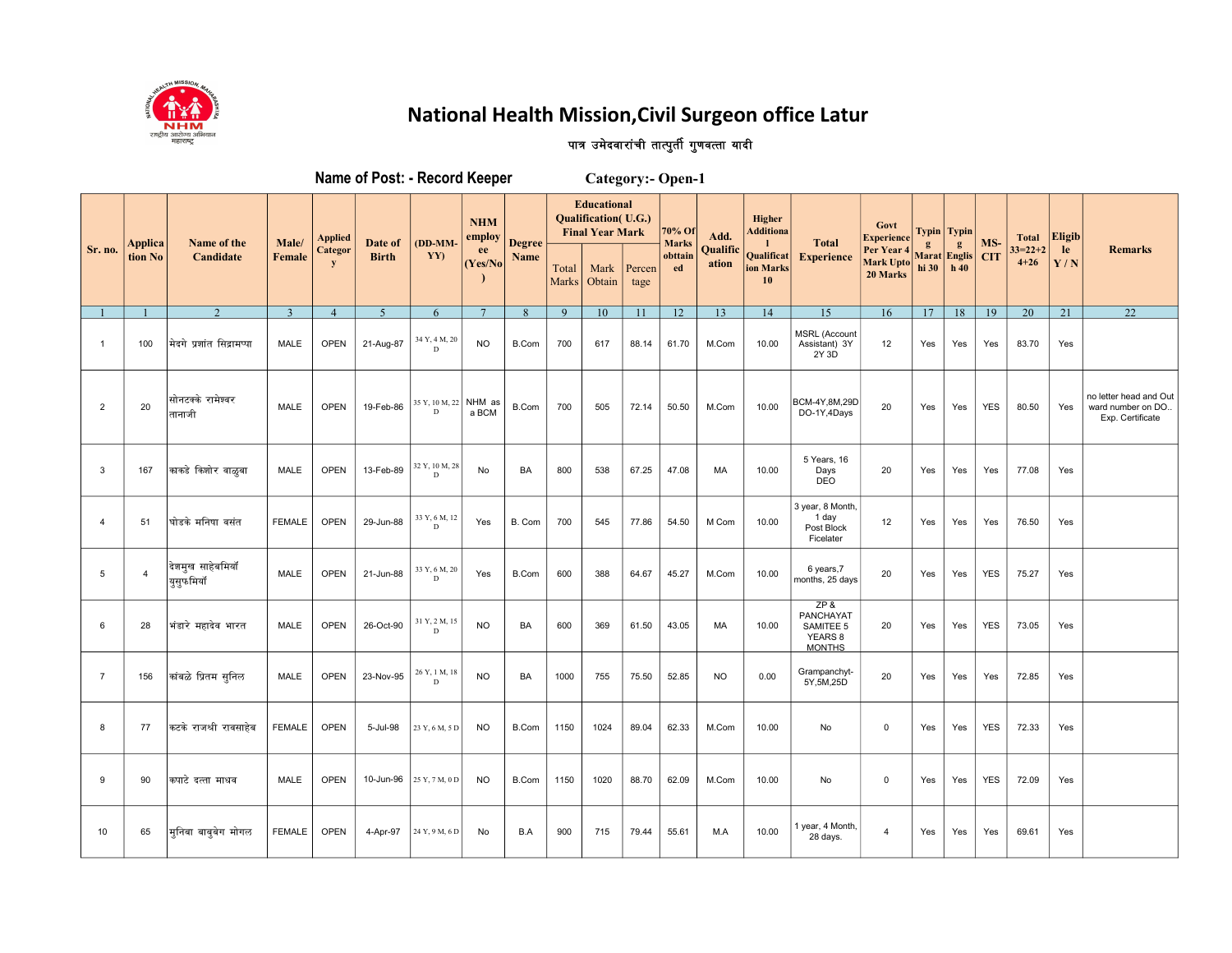# National Health Mission,Civil Surgeon office Latur

पात्र उमेदवारांची तात्पुर्ती गुणवत्ता यादी

**Name of Post: - Record Keeper** **Category:- Open-1**

| Sr. no. | Application No | Name of the Candidate | Male/ Female | Applied Category | Date of Birth | (DD-MM-YY) | NHM employee (Yes/No) | Degree Name | Educational Qualification( U.G.) Final Year Mark | | | 70% Of Marks obttained | Add. Qualification | Higher Additional Qualification Marks 10 | Total Experience | Govt Experience Per Year 4 Mark Upto 20 Marks | Typing Marathi 30 | Typing English 40 | MS-CIT | Total 33=22+24+26 | Eligible Y / N | Remarks |
|---|---|---|---|---|---|---|---|---|---|---|---|---|---|---|---|---|---|---|---|---|---|---|
| | | | | | | | | | Total Marks | Mark Obtain | Percentage | | | | | | | | | | | |
| 1 | 1 | 2 | 3 | 4 | 5 | 6 | 7 | 8 | 9 | 10 | 11 | 12 | 13 | 14 | 15 | 16 | 17 | 18 | 19 | 20 | 21 | 22 |
| 1 | 100 | मेदगे प्रशांत सिद्रामप्पा | MALE | OPEN | 21-Aug-87 | 34 Y, 4 M, 20 D | NO | B.Com | 700 | 617 | 88.14 | 61.70 | M.Com | 10.00 | MSRL (Account Assistant) 3Y 2Y 3D | 12 | Yes | Yes | Yes | 83.70 | Yes | |
| 2 | 20 | सोनटक्के रामेश्वर तानाजी | MALE | OPEN | 19-Feb-86 | 35 Y, 10 M, 22 D | NHM as a BCM | B.Com | 700 | 505 | 72.14 | 50.50 | M.Com | 10.00 | BCM-4Y,8M,29D DO-1Y,4Days | 20 | Yes | Yes | YES | 80.50 | Yes | no letter head and Out ward number on DO.. Exp. Certificate |
| 3 | 167 | काकडे किशोर वाळुबा | MALE | OPEN | 13-Feb-89 | 32 Y, 10 M, 28 D | No | BA | 800 | 538 | 67.25 | 47.08 | MA | 10.00 | 5 Years, 16 Days DEO | 20 | Yes | Yes | Yes | 77.08 | Yes | |
| 4 | 51 | घोडके मनिषा वसंत | FEMALE | OPEN | 29-Jun-88 | 33 Y, 6 M, 12 D | Yes | B. Com | 700 | 545 | 77.86 | 54.50 | M Com | 10.00 | 3 year, 8 Month, 1 day Post Block Ficelater | 12 | Yes | Yes | Yes | 76.50 | Yes | |
| 5 | 4 | देशमुख साहेबमियॉं युसुफमियॉं | MALE | OPEN | 21-Jun-88 | 33 Y, 6 M, 20 D | Yes | B.Com | 600 | 388 | 64.67 | 45.27 | M.Com | 10.00 | 6 years,7 months, 25 days | 20 | Yes | Yes | YES | 75.27 | Yes | |
| 6 | 28 | भंडारे महादेव भारत | MALE | OPEN | 26-Oct-90 | 31 Y, 2 M, 15 D | NO | BA | 600 | 369 | 61.50 | 43.05 | MA | 10.00 | ZP & PANCHAYAT SAMITEE 5 YEARS 8 MONTHS | 20 | Yes | Yes | YES | 73.05 | Yes | |
| 7 | 156 | कांबळे प्रितम सुनिल | MALE | OPEN | 23-Nov-95 | 26 Y, 1 M, 18 D | NO | BA | 1000 | 755 | 75.50 | 52.85 | NO | 0.00 | Grampanchyt-5Y,5M,25D | 20 | Yes | Yes | Yes | 72.85 | Yes | |
| 8 | 77 | कटके राजश्री रावसाहेब | FEMALE | OPEN | 5-Jul-98 | 23 Y, 6 M, 5 D | NO | B.Com | 1150 | 1024 | 89.04 | 62.33 | M.Com | 10.00 | No | 0 | Yes | Yes | YES | 72.33 | Yes | |
| 9 | 90 | कपाटे दत्ता माधव | MALE | OPEN | 10-Jun-96 | 25 Y, 7 M, 0 D | NO | B.Com | 1150 | 1020 | 88.70 | 62.09 | M.Com | 10.00 | No | 0 | Yes | Yes | YES | 72.09 | Yes | |
| 10 | 65 | मुनिबा बाबुबेग मोगल | FEMALE | OPEN | 4-Apr-97 | 24 Y, 9 M, 6 D | No | B.A | 900 | 715 | 79.44 | 55.61 | M.A | 10.00 | 1 year, 4 Month, 28 days. | 4 | Yes | Yes | Yes | 69.61 | Yes | |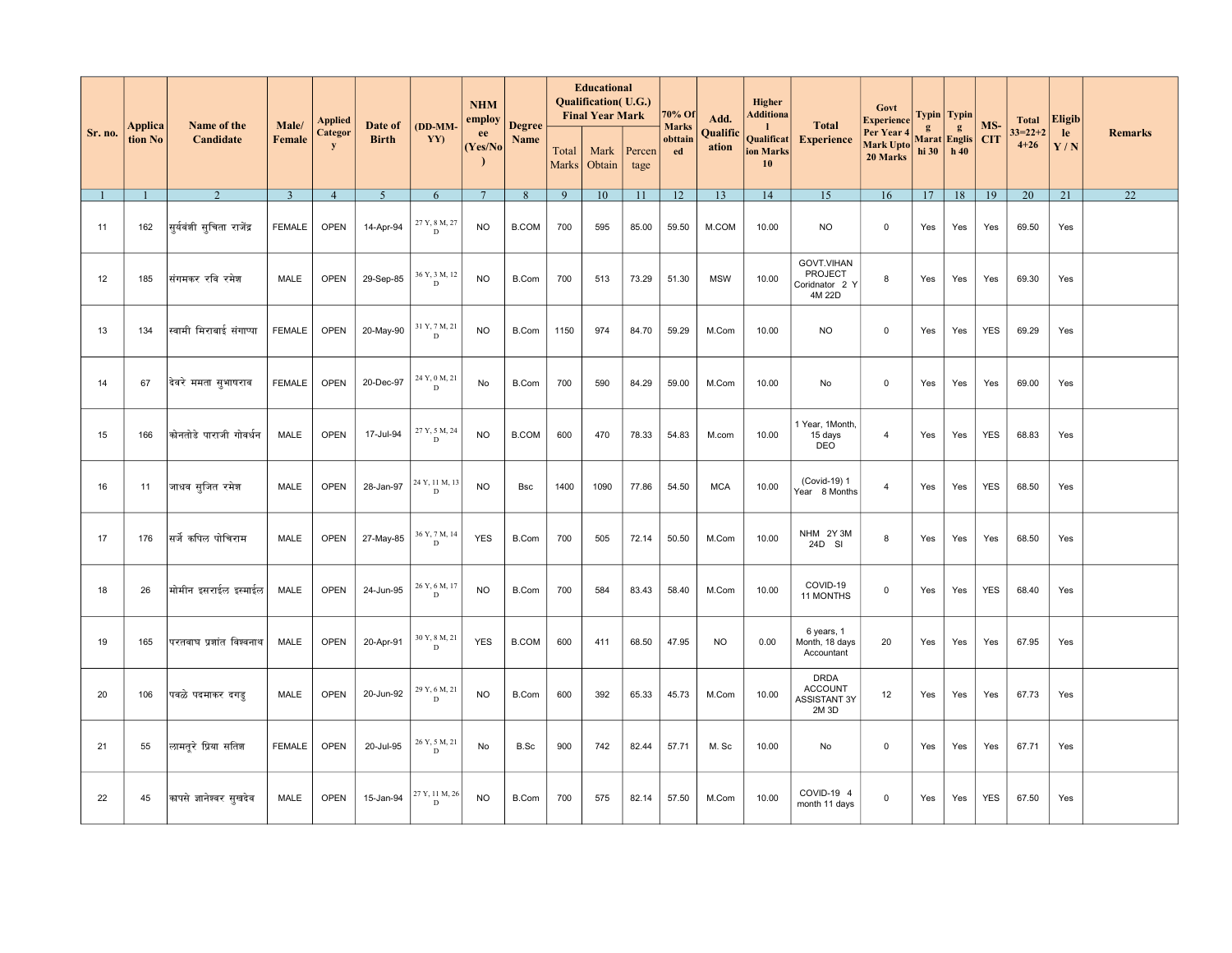| Sr. no. | Application No | Name of the Candidate | Male/ Female | Applied Category | Date of Birth | (DD-MM-YY) | NHM employee (Yes/No) | Degree Name | Educational Qualification( U.G.) Final Year Mark | | | 70% Of Marks obttained | Add. Qualification | Higher Additional Qualification Marks 10 | Total Experience | Govt Experience Per Year 4 Mark Upto 20 Marks | Typing Marathi 30 | Typing English 40 | MS-CIT | Total 33=22+24+26 | Eligible Y / N | Remarks |
|---|---|---|---|---|---|---|---|---|---|---|---|---|---|---|---|---|---|---|---|---|---|---|
| | | | | | | | | | Total Marks | Mark Obtain | Percentage | | | | | | | | | | | |
| 1 | 1 | 2 | 3 | 4 | 5 | 6 | 7 | 8 | 9 | 10 | 11 | 12 | 13 | 14 | 15 | 16 | 17 | 18 | 19 | 20 | 21 | 22 |
| 11 | 162 | सुर्यवंशी सुचिता राजेंद्र | FEMALE | OPEN | 14-Apr-94 | 27 Y, 8 M, 27 D | NO | B.COM | 700 | 595 | 85.00 | 59.50 | M.COM | 10.00 | NO | 0 | Yes | Yes | Yes | 69.50 | Yes | |
| 12 | 185 | संगमकर रवि रमेश | MALE | OPEN | 29-Sep-85 | 36 Y, 3 M, 12 D | NO | B.Com | 700 | 513 | 73.29 | 51.30 | MSW | 10.00 | GOVT.VIHAN PROJECT Coridnator 2 Y 4M 22D | 8 | Yes | Yes | Yes | 69.30 | Yes | |
| 13 | 134 | स्वामी मिराबाई संगाप्पा | FEMALE | OPEN | 20-May-90 | 31 Y, 7 M, 21 D | NO | B.Com | 1150 | 974 | 84.70 | 59.29 | M.Com | 10.00 | NO | 0 | Yes | Yes | YES | 69.29 | Yes | |
| 14 | 67 | देवरे ममता सुभाषराव | FEMALE | OPEN | 20-Dec-97 | 24 Y, 0 M, 21 D | No | B.Com | 700 | 590 | 84.29 | 59.00 | M.Com | 10.00 | No | 0 | Yes | Yes | Yes | 69.00 | Yes | |
| 15 | 166 | कोनतोडे पाराजी गोवर्धन | MALE | OPEN | 17-Jul-94 | 27 Y, 5 M, 24 D | NO | B.COM | 600 | 470 | 78.33 | 54.83 | M.com | 10.00 | 1 Year, 1Month, 15 days DEO | 4 | Yes | Yes | YES | 68.83 | Yes | |
| 16 | 11 | जाधव सुजित रमेश | MALE | OPEN | 28-Jan-97 | 24 Y, 11 M, 13 D | NO | Bsc | 1400 | 1090 | 77.86 | 54.50 | MCA | 10.00 | (Covid-19) 1 Year 8 Months | 4 | Yes | Yes | YES | 68.50 | Yes | |
| 17 | 176 | सर्जे कपिल पोचिराम | MALE | OPEN | 27-May-85 | 36 Y, 7 M, 14 D | YES | B.Com | 700 | 505 | 72.14 | 50.50 | M.Com | 10.00 | NHM 2Y 3M 24D SI | 8 | Yes | Yes | Yes | 68.50 | Yes | |
| 18 | 26 | मोमीन इसराईल इस्माईल | MALE | OPEN | 24-Jun-95 | 26 Y, 6 M, 17 D | NO | B.Com | 700 | 584 | 83.43 | 58.40 | M.Com | 10.00 | COVID-19 11 MONTHS | 0 | Yes | Yes | YES | 68.40 | Yes | |
| 19 | 165 | परतवाघ प्रशांत विश्वनाथ | MALE | OPEN | 20-Apr-91 | 30 Y, 8 M, 21 D | YES | B.COM | 600 | 411 | 68.50 | 47.95 | NO | 0.00 | 6 years, 1 Month, 18 days Accountant | 20 | Yes | Yes | Yes | 67.95 | Yes | |
| 20 | 106 | पवळे पदमाकर दगडु | MALE | OPEN | 20-Jun-92 | 29 Y, 6 M, 21 D | NO | B.Com | 600 | 392 | 65.33 | 45.73 | M.Com | 10.00 | DRDA ACCOUNT ASSISTANT 3Y 2M 3D | 12 | Yes | Yes | Yes | 67.73 | Yes | |
| 21 | 55 | लामतूरे प्रिया सतिश | FEMALE | OPEN | 20-Jul-95 | 26 Y, 5 M, 21 D | No | B.Sc | 900 | 742 | 82.44 | 57.71 | M. Sc | 10.00 | No | 0 | Yes | Yes | Yes | 67.71 | Yes | |
| 22 | 45 | कापसे ज्ञानेश्वर सुखदेव | MALE | OPEN | 15-Jan-94 | 27 Y, 11 M, 26 D | NO | B.Com | 700 | 575 | 82.14 | 57.50 | M.Com | 10.00 | COVID-19 4 month 11 days | 0 | Yes | Yes | YES | 67.50 | Yes | |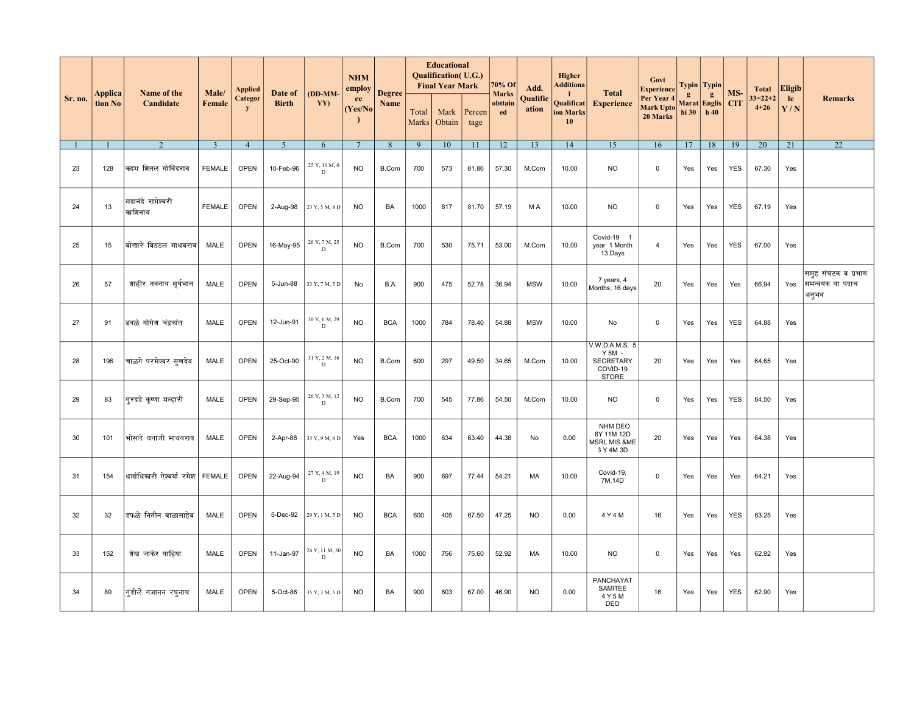| Sr. no. | Application No | Name of the Candidate | Male/ Female | Applied Category | Date of Birth | (DD-MM-YY) | NHM employee (Yes/No) | Degree Name | Educational Qualification( U.G.) Final Year Mark | | | 70% Of Marks obttained | Add. Qualification | Higher Additional Qualification Marks 10 | Total Experience | Govt Experience Per Year 4 Mark Upto 20 Marks | Typing Marathi 30 | Typing English 40 | MS-CIT | Total 33=22+24+26 | Eligible Y / N | Remarks |
|---|---|---|---|---|---|---|---|---|---|---|---|---|---|---|---|---|---|---|---|---|---|---|
| | | | | | | | | | Total Marks | Mark Obtain | Percentage | | | | | | | | | | | |
| 1 | 1 | 2 | 3 | 4 | 5 | 6 | 7 | 8 | 9 | 10 | 11 | 12 | 13 | 14 | 15 | 16 | 17 | 18 | 19 | 20 | 21 | 22 |
| 23 | 128 | कदम शितल गोविंदराव | FEMALE | OPEN | 10-Feb-96 | 25 Y, 11 M, 0 D | NO | B.Com | 700 | 573 | 81.86 | 57.30 | M.Com | 10.00 | NO | 0 | Yes | Yes | YES | 67.30 | Yes | |
| 24 | 13 | सदानंदे रामेश्वरी काशिनाथ | FEMALE | OPEN | 2-Aug-98 | 23 Y, 5 M, 8 D | NO | BA | 1000 | 817 | 81.70 | 57.19 | M A | 10.00 | NO | 0 | Yes | Yes | YES | 67.19 | Yes | |
| 25 | 15 | बोखारे विठठल माधवराव | MALE | OPEN | 16-May-95 | 26 Y, 7 M, 25 D | NO | B.Com | 700 | 530 | 75.71 | 53.00 | M.Com | 10.00 | Covid-19 1 year 1 Month 13 Days | 4 | Yes | Yes | YES | 67.00 | Yes | |
| 26 | 57 | शाहीर नवनाथ सूर्यभान | MALE | OPEN | 5-Jun-88 | 33 Y, 7 M, 5 D | No | B.A | 900 | 475 | 52.78 | 36.94 | MSW | 10.00 | 7 years, 4 Months, 16 days | 20 | Yes | Yes | Yes | 66.94 | Yes | समुह संघटक व प्रभाग समन्वयक या पदाच अनुभव |
| 27 | 91 | ढवळे योगेश चंद्रकांत | MALE | OPEN | 12-Jun-91 | 30 Y, 6 M, 29 D | NO | BCA | 1000 | 784 | 78.40 | 54.88 | MSW | 10.00 | No | 0 | Yes | Yes | YES | 64.88 | Yes | |
| 28 | 196 | चाळगे परमेश्वर सुखदेव | MALE | OPEN | 25-Oct-90 | 31 Y, 2 M, 16 D | NO | B.Com | 600 | 297 | 49.50 | 34.65 | M.Com | 10.00 | V.W.D.A.M.S. 5 Y 5M - SECRETARY COVID-19 STORE | 20 | Yes | Yes | Yes | 64.65 | Yes | |
| 29 | 83 | गुरदडे कृष्णा मल्हारी | MALE | OPEN | 29-Sep-95 | 26 Y, 3 M, 12 D | NO | B.Com | 700 | 545 | 77.86 | 54.50 | M.Com | 10.00 | NO | 0 | Yes | Yes | YES | 64.50 | Yes | |
| 30 | 101 | भोसले धनाजी माधवराव | MALE | OPEN | 2-Apr-88 | 33 Y, 9 M, 8 D | Yes | BCA | 1000 | 634 | 63.40 | 44.38 | No | 0.00 | NHM DEO 6Y 11M 12D MSRL MIS &ME 3 Y 4M 3D | 20 | Yes | Yes | Yes | 64.38 | Yes | |
| 31 | 154 | धर्माधिकारी ऐश्वर्या रमेश | FEMALE | OPEN | 22-Aug-94 | 27 Y, 4 M, 19 D | NO | BA | 900 | 697 | 77.44 | 54.21 | MA | 10.00 | Covid-19, 7M,14D | 0 | Yes | Yes | Yes | 64.21 | Yes | |
| 32 | 32 | डफळे नितीन बाळासाहेब | MALE | OPEN | 5-Dec-92 | 29 Y, 1 M, 5 D | NO | BCA | 600 | 405 | 67.50 | 47.25 | NO | 0.00 | 4 Y 4 M | 16 | Yes | Yes | YES | 63.25 | Yes | |
| 33 | 152 | शेख जाकेर याहिया | MALE | OPEN | 11-Jan-97 | 24 Y, 11 M, 30 D | NO | BA | 1000 | 756 | 75.60 | 52.92 | MA | 10.00 | NO | 0 | Yes | Yes | Yes | 62.92 | Yes | |
| 34 | 89 | गुंडीले गजानन रघुनाथ | MALE | OPEN | 5-Oct-86 | 35 Y, 3 M, 5 D | NO | BA | 900 | 603 | 67.00 | 46.90 | NO | 0.00 | PANCHAYAT SAMITEE 4 Y 5 M DEO | 16 | Yes | Yes | YES | 62.90 | Yes | |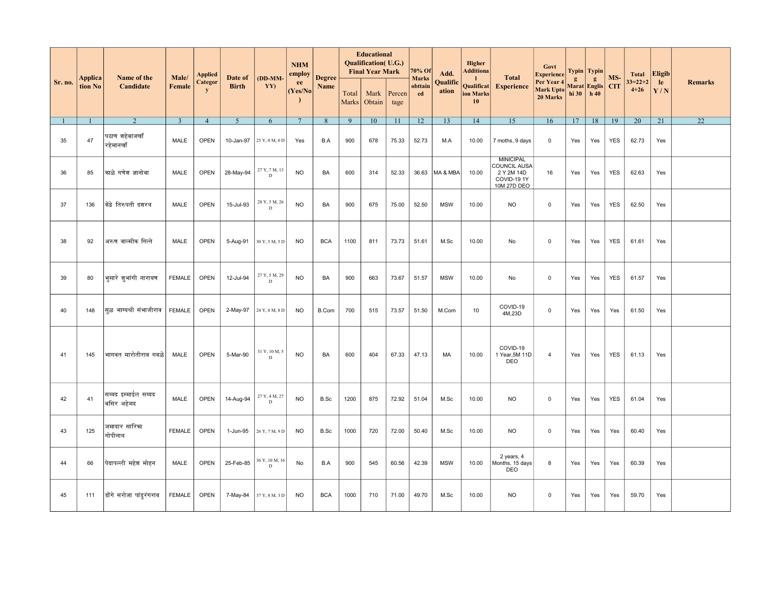| Sr. no. | Application No | Name of the Candidate | Male/ Female | Applied Category | Date of Birth | (DD-MM-YY) | NHM employee (Yes/No) | Degree Name | Educational Qualification( U.G.) Final Year Mark | | | 70% Of Marks obttained | Add. Qualification | Higher Additional Qualification Marks 10 | Total Experience | Govt Experience Per Year 4 Mark Upto 20 Marks | Typing Marathi 30 | Typing English 40 | MS-CIT | Total 33=22+24+26 | Eligible Y / N | Remarks |
|---|---|---|---|---|---|---|---|---|---|---|---|---|---|---|---|---|---|---|---|---|---|---|
| | | | | | | | | | Total Marks | Mark Obtain | Percentage | | | | | | | | | | | |
| 1 | 1 | 2 | 3 | 4 | 5 | 6 | 7 | 8 | 9 | 10 | 11 | 12 | 13 | 14 | 15 | 16 | 17 | 18 | 19 | 20 | 21 | 22 |
| 35 | 47 | पठाण शहेबाजखाँ रहेमानखाँ | MALE | OPEN | 10-Jan-97 | 25 Y, 0 M, 0 D | Yes | B.A | 900 | 678 | 75.33 | 52.73 | M.A | 10.00 | 7 moths, 9 days | 0 | Yes | Yes | YES | 62.73 | Yes | |
| 36 | 85 | काळे गणेश ज्ञानोबा | MALE | OPEN | 28-May-94 | 27 Y, 7 M, 13 D | NO | BA | 600 | 314 | 52.33 | 36.63 | MA & MBA | 10.00 | MINICIPAL COUNCIL AUSA 2 Y 2M 14D COVID-19 1Y 10M 27D DEO | 16 | Yes | Yes | YES | 62.63 | Yes | |
| 37 | 136 | केंद्रे तिरुपती दशरथ | MALE | OPEN | 15-Jul-93 | 28 Y, 5 M, 26 D | NO | BA | 900 | 675 | 75.00 | 52.50 | MSW | 10.00 | NO | 0 | Yes | Yes | YES | 62.50 | Yes | |
| 38 | 92 | अरुण वाल्मीक गित्ते | MALE | OPEN | 5-Aug-91 | 30 Y, 5 M, 5 D | NO | BCA | 1100 | 811 | 73.73 | 51.61 | M.Sc | 10.00 | No | 0 | Yes | Yes | YES | 61.61 | Yes | |
| 39 | 80 | भुसारे शुभांगी नारायण | FEMALE | OPEN | 12-Jul-94 | 27 Y, 5 M, 29 D | NO | BA | 900 | 663 | 73.67 | 51.57 | MSW | 10.00 | No | 0 | Yes | Yes | YES | 61.57 | Yes | |
| 40 | 148 | सुळ भाग्यश्री संभाजीराव | FEMALE | OPEN | 2-May-97 | 24 Y, 8 M, 8 D | NO | B.Com | 700 | 515 | 73.57 | 51.50 | M.Com | 10 | COVID-19 4M,23D | 0 | Yes | Yes | Yes | 61.50 | Yes | |
| 41 | 145 | भागवत मारोतीराव गवळे | MALE | OPEN | 5-Mar-90 | 31 Y, 10 M, 5 D | NO | BA | 600 | 404 | 67.33 | 47.13 | MA | 10.00 | COVID-19 1 Year,5M 11D DEO | 4 | Yes | Yes | YES | 61.13 | Yes | |
| 42 | 41 | सय्यद इस्माईल सय्यद बसिर अहेमद | MALE | OPEN | 14-Aug-94 | 27 Y, 4 M, 27 D | NO | B.Sc | 1200 | 875 | 72.92 | 51.04 | M.Sc | 10.00 | NO | 0 | Yes | Yes | YES | 61.04 | Yes | |
| 43 | 125 | जमादार सारिका गोपीनाथ | FEMALE | OPEN | 1-Jun-95 | 26 Y, 7 M, 9 D | NO | B.Sc | 1000 | 720 | 72.00 | 50.40 | M.Sc | 10.00 | NO | 0 | Yes | Yes | Yes | 60.40 | Yes | |
| 44 | 66 | पेदापल्ली महेश मोहन | MALE | OPEN | 25-Feb-85 | 36 Y, 10 M, 16 D | No | B.A | 900 | 545 | 60.56 | 42.39 | MSW | 10.00 | 2 years, 4 Months, 15 days DEO | 8 | Yes | Yes | Yes | 60.39 | Yes | |
| 45 | 111 | डोंगे सरोजा पांडुरंगराव | FEMALE | OPEN | 7-May-84 | 37 Y, 8 M, 3 D | NO | BCA | 1000 | 710 | 71.00 | 49.70 | M.Sc | 10.00 | NO | 0 | Yes | Yes | Yes | 59.70 | Yes | |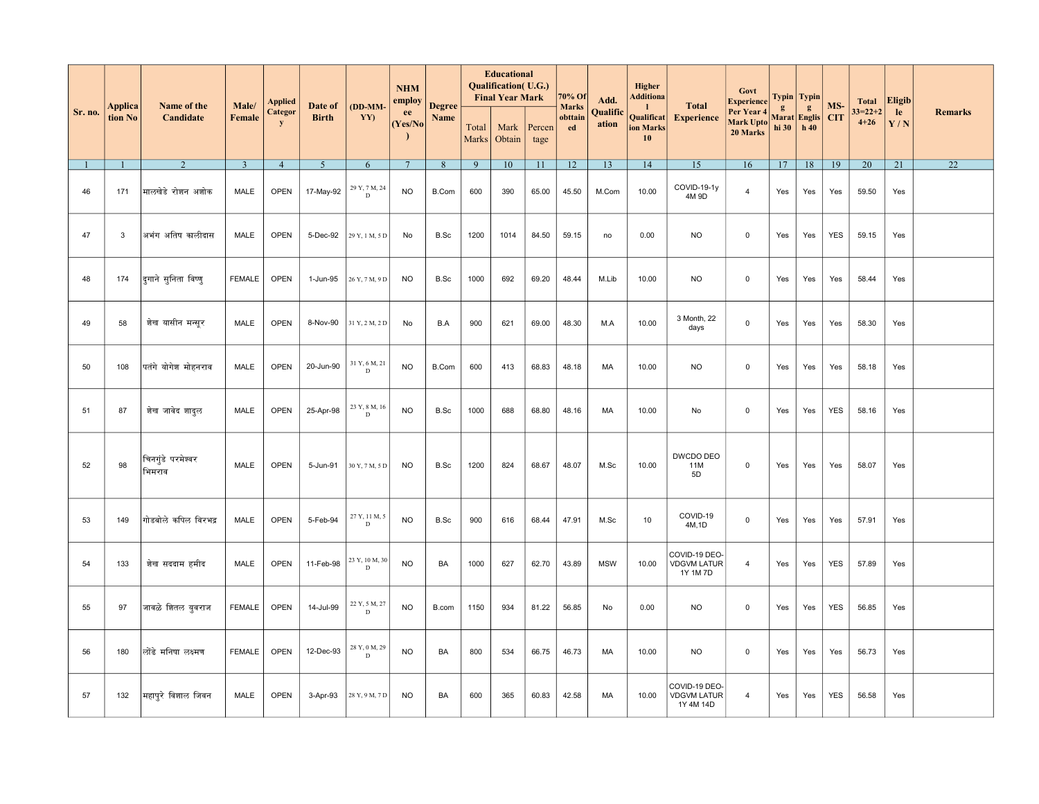| Sr. no. | Application No | Name of the Candidate | Male/ Female | Applied Category | Date of Birth | (DD-MM-YY) | NHM employee (Yes/No) | Degree Name | Educational Qualification( U.G.) Final Year Mark | | | 70% Of Marks obttained | Add. Qualification | Higher Additional Qualification Marks 10 | Total Experience | Govt Experience Per Year 4 Mark Upto 20 Marks | Typing Marathi 30 | Typing English 40 | MS-CIT | Total 33=22+24+26 | Eligible Y / N | Remarks |
|---|---|---|---|---|---|---|---|---|---|---|---|---|---|---|---|---|---|---|---|---|---|---|
| | | | | | | | | | Total Marks | Mark Obtain | Percentage | | | | | | | | | | | |
| 1 | 1 | 2 | 3 | 4 | 5 | 6 | 7 | 8 | 9 | 10 | 11 | 12 | 13 | 14 | 15 | 16 | 17 | 18 | 19 | 20 | 21 | 22 |
| 46 | 171 | मालखेडे रोशन अशोक | MALE | OPEN | 17-May-92 | 29 Y, 7 M, 24 D | NO | B.Com | 600 | 390 | 65.00 | 45.50 | M.Com | 10.00 | COVID-19-1y 4M 9D | 4 | Yes | Yes | Yes | 59.50 | Yes | |
| 47 | 3 | अभंग अतिष कालीदास | MALE | OPEN | 5-Dec-92 | 29 Y, 1 M, 5 D | No | B.Sc | 1200 | 1014 | 84.50 | 59.15 | no | 0.00 | NO | 0 | Yes | Yes | YES | 59.15 | Yes | |
| 48 | 174 | दुगाने सुनिता विष्णु | FEMALE | OPEN | 1-Jun-95 | 26 Y, 7 M, 9 D | NO | B.Sc | 1000 | 692 | 69.20 | 48.44 | M.Lib | 10.00 | NO | 0 | Yes | Yes | Yes | 58.44 | Yes | |
| 49 | 58 | शेख यासीन मन्सूर | MALE | OPEN | 8-Nov-90 | 31 Y, 2 M, 2 D | No | B.A | 900 | 621 | 69.00 | 48.30 | M.A | 10.00 | 3 Month, 22 days | 0 | Yes | Yes | Yes | 58.30 | Yes | |
| 50 | 108 | पतंगे योगेश मोहनराव | MALE | OPEN | 20-Jun-90 | 31 Y, 6 M, 21 D | NO | B.Com | 600 | 413 | 68.83 | 48.18 | MA | 10.00 | NO | 0 | Yes | Yes | Yes | 58.18 | Yes | |
| 51 | 87 | शेख जावेद शादुल | MALE | OPEN | 25-Apr-98 | 23 Y, 8 M, 16 D | NO | B.Sc | 1000 | 688 | 68.80 | 48.16 | MA | 10.00 | No | 0 | Yes | Yes | YES | 58.16 | Yes | |
| 52 | 98 | चिनगुंडे परमेश्वर भिमराव | MALE | OPEN | 5-Jun-91 | 30 Y, 7 M, 5 D | NO | B.Sc | 1200 | 824 | 68.67 | 48.07 | M.Sc | 10.00 | DWCDO DEO 11M 5D | 0 | Yes | Yes | Yes | 58.07 | Yes | |
| 53 | 149 | गोडबोले कपिल विरभद्र | MALE | OPEN | 5-Feb-94 | 27 Y, 11 M, 5 D | NO | B.Sc | 900 | 616 | 68.44 | 47.91 | M.Sc | 10 | COVID-19 4M,1D | 0 | Yes | Yes | Yes | 57.91 | Yes | |
| 54 | 133 | शेख सद्दाम हमीद | MALE | OPEN | 11-Feb-98 | 23 Y, 10 M, 30 D | NO | BA | 1000 | 627 | 62.70 | 43.89 | MSW | 10.00 | COVID-19 DEO-VDGVM LATUR 1Y 1M 7D | 4 | Yes | Yes | YES | 57.89 | Yes | |
| 55 | 97 | जावळे शितल युवराज | FEMALE | OPEN | 14-Jul-99 | 22 Y, 5 M, 27 D | NO | B.com | 1150 | 934 | 81.22 | 56.85 | No | 0.00 | NO | 0 | Yes | Yes | YES | 56.85 | Yes | |
| 56 | 180 | लोंढे मनिषा लक्ष्मण | FEMALE | OPEN | 12-Dec-93 | 28 Y, 0 M, 29 D | NO | BA | 800 | 534 | 66.75 | 46.73 | MA | 10.00 | NO | 0 | Yes | Yes | Yes | 56.73 | Yes | |
| 57 | 132 | महापुरे विशाल जिवन | MALE | OPEN | 3-Apr-93 | 28 Y, 9 M, 7 D | NO | BA | 600 | 365 | 60.83 | 42.58 | MA | 10.00 | COVID-19 DEO-VDGVM LATUR 1Y 4M 14D | 4 | Yes | Yes | YES | 56.58 | Yes | |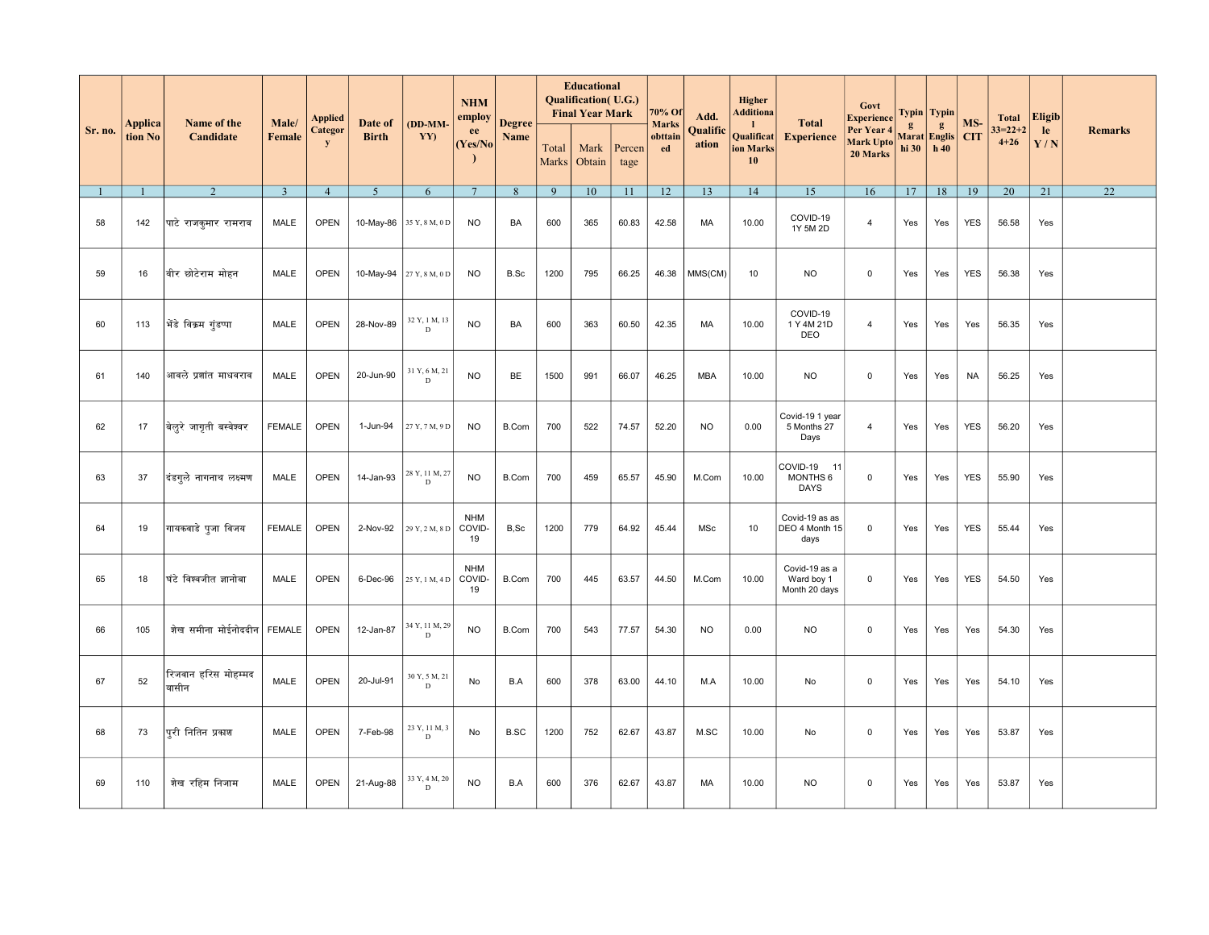| Sr. no. | Application No | Name of the Candidate | Male/ Female | Applied Category | Date of Birth | (DD-MM-YY) | NHM employee (Yes/No) | Degree Name | Educational Qualification( U.G.) Final Year Mark | | | 70% Of Marks obttained | Add. Qualification | Higher Additional Qualification Marks 10 | Total Experience | Govt Experience Per Year 4 Mark Upto 20 Marks | Typing Marathi 30 | Typing English 40 | MS-CIT | Total 33=22+24+26 | Eligible Y / N | Remarks |
|---|---|---|---|---|---|---|---|---|---|---|---|---|---|---|---|---|---|---|---|---|---|---|
| | | | | | | | | | Total Marks | Mark Obtain | Percentage | | | | | | | | | | | |
| 1 | 1 | 2 | 3 | 4 | 5 | 6 | 7 | 8 | 9 | 10 | 11 | 12 | 13 | 14 | 15 | 16 | 17 | 18 | 19 | 20 | 21 | 22 |
| 58 | 142 | पाटे राजकुमार रामराव | MALE | OPEN | 10-May-86 | 35 Y, 8 M, 0 D | NO | BA | 600 | 365 | 60.83 | 42.58 | MA | 10.00 | COVID-19 1Y 5M 2D | 4 | Yes | Yes | YES | 56.58 | Yes | |
| 59 | 16 | वीर छोटेराम मोहन | MALE | OPEN | 10-May-94 | 27 Y, 8 M, 0 D | NO | B.Sc | 1200 | 795 | 66.25 | 46.38 | MMS(CM) | 10 | NO | 0 | Yes | Yes | YES | 56.38 | Yes | |
| 60 | 113 | भेंडे विक्रम गुंडप्पा | MALE | OPEN | 28-Nov-89 | 32 Y, 1 M, 13 D | NO | BA | 600 | 363 | 60.50 | 42.35 | MA | 10.00 | COVID-19 1 Y 4M 21D DEO | 4 | Yes | Yes | Yes | 56.35 | Yes | |
| 61 | 140 | आवले प्रशांत माधवराव | MALE | OPEN | 20-Jun-90 | 31 Y, 6 M, 21 D | NO | BE | 1500 | 991 | 66.07 | 46.25 | MBA | 10.00 | NO | 0 | Yes | Yes | NA | 56.25 | Yes | |
| 62 | 17 | बेलुरे जागृती बस्वेश्वर | FEMALE | OPEN | 1-Jun-94 | 27 Y, 7 M, 9 D | NO | B.Com | 700 | 522 | 74.57 | 52.20 | NO | 0.00 | Covid-19 1 year 5 Months 27 Days | 4 | Yes | Yes | YES | 56.20 | Yes | |
| 63 | 37 | दंडगुले नागनाथ लक्ष्मण | MALE | OPEN | 14-Jan-93 | 28 Y, 11 M, 27 D | NO | B.Com | 700 | 459 | 65.57 | 45.90 | M.Com | 10.00 | COVID-19 11 MONTHS 6 DAYS | 0 | Yes | Yes | YES | 55.90 | Yes | |
| 64 | 19 | गायकवाडे पुजा विजय | FEMALE | OPEN | 2-Nov-92 | 29 Y, 2 M, 8 D | NHM COVID-19 | B,Sc | 1200 | 779 | 64.92 | 45.44 | MSc | 10 | Covid-19 as as DEO 4 Month 15 days | 0 | Yes | Yes | YES | 55.44 | Yes | |
| 65 | 18 | घंटे विश्वजीत ज्ञानोबा | MALE | OPEN | 6-Dec-96 | 25 Y, 1 M, 4 D | NHM COVID-19 | B.Com | 700 | 445 | 63.57 | 44.50 | M.Com | 10.00 | Covid-19 as a Ward boy 1 Month 20 days | 0 | Yes | Yes | YES | 54.50 | Yes | |
| 66 | 105 | शेख समीना मोईनोदद्दीन | FEMALE | OPEN | 12-Jan-87 | 34 Y, 11 M, 29 D | NO | B.Com | 700 | 543 | 77.57 | 54.30 | NO | 0.00 | NO | 0 | Yes | Yes | Yes | 54.30 | Yes | |
| 67 | 52 | रिजवान हरिस मोहम्मद यासीन | MALE | OPEN | 20-Jul-91 | 30 Y, 5 M, 21 D | No | B.A | 600 | 378 | 63.00 | 44.10 | M.A | 10.00 | No | 0 | Yes | Yes | Yes | 54.10 | Yes | |
| 68 | 73 | पुरी नितिन प्रकाश | MALE | OPEN | 7-Feb-98 | 23 Y, 11 M, 3 D | No | B.SC | 1200 | 752 | 62.67 | 43.87 | M.SC | 10.00 | No | 0 | Yes | Yes | Yes | 53.87 | Yes | |
| 69 | 110 | शेख रहिम निजाम | MALE | OPEN | 21-Aug-88 | 33 Y, 4 M, 20 D | NO | B.A | 600 | 376 | 62.67 | 43.87 | MA | 10.00 | NO | 0 | Yes | Yes | Yes | 53.87 | Yes | |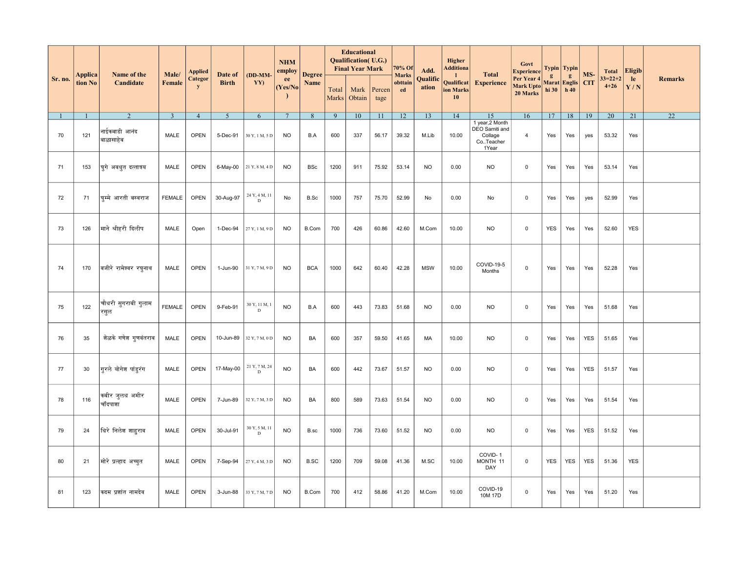| Sr. no. | Application No | Name of the Candidate | Male/ Female | Applied Category | Date of Birth | (DD-MM-YY) | NHM employee (Yes/No) | Degree Name | Educational Qualification( U.G.) Final Year Mark | | | 70% Of Marks obttained | Add. Qualification | Higher Additional Qualification Marks 10 | Total Experience | Govt Experience Per Year 4 Mark Upto 20 Marks | Typing Marathi 30 | Typing English 40 | MS-CIT | Total 33=22+24+26 | Eligible Y / N | Remarks |
|---|---|---|---|---|---|---|---|---|---|---|---|---|---|---|---|---|---|---|---|---|---|---|
| | | | | | | | | | Total Marks | Mark Obtain | Percentage | | | | | | | | | | | |
| 1 | 1 | 2 | 3 | 4 | 5 | 6 | 7 | 8 | 9 | 10 | 11 | 12 | 13 | 14 | 15 | 16 | 17 | 18 | 19 | 20 | 21 | 22 |
| 70 | 121 | नाईकवाडी आनंद बाळासाहेब | MALE | OPEN | 5-Dec-91 | 30 Y, 1 M, 5 D | NO | B.A | 600 | 337 | 56.17 | 39.32 | M.Lib | 10.00 | 1 year,2 Month DEO Samiti and Collage Co..Teacher 1Year | 4 | Yes | Yes | yes | 53.32 | Yes | |
| 71 | 153 | घुगे अवधुत दत्तात्रय | MALE | OPEN | 6-May-00 | 21 Y, 8 M, 4 D | NO | BSc | 1200 | 911 | 75.92 | 53.14 | NO | 0.00 | NO | 0 | Yes | Yes | Yes | 53.14 | Yes | |
| 72 | 71 | घुम्मे आरती बस्वराज | FEMALE | OPEN | 30-Aug-97 | 24 Y, 4 M, 11 D | No | B.Sc | 1000 | 757 | 75.70 | 52.99 | No | 0.00 | No | 0 | Yes | Yes | yes | 52.99 | Yes | |
| 73 | 126 | माने श्रीहरी दिलीप | MALE | Open | 1-Dec-94 | 27 Y, 1 M, 9 D | NO | B.Com | 700 | 426 | 60.86 | 42.60 | M.Com | 10.00 | NO | 0 | YES | Yes | Yes | 52.60 | YES | |
| 74 | 170 | वजीरे रामेश्वर रघुनाथ | MALE | OPEN | 1-Jun-90 | 31 Y, 7 M, 9 D | NO | BCA | 1000 | 642 | 60.40 | 42.28 | MSW | 10.00 | COVID-19-5 Months | 0 | Yes | Yes | Yes | 52.28 | Yes | |
| 75 | 122 | चौधरी सुगराबी गुलाम रसुल | FEMALE | OPEN | 9-Feb-91 | 30 Y, 11 M, 1 D | NO | B.A | 600 | 443 | 73.83 | 51.68 | NO | 0.00 | NO | 0 | Yes | Yes | Yes | 51.68 | Yes | |
| 76 | 35 | शेळके गणेश गुणवंतराव | MALE | OPEN | 10-Jun-89 | 32 Y, 7 M, 0 D | NO | BA | 600 | 357 | 59.50 | 41.65 | MA | 10.00 | NO | 0 | Yes | Yes | YES | 51.65 | Yes | |
| 77 | 30 | गुरले योगेश पांडुरंग | MALE | OPEN | 17-May-00 | 21 Y, 7 M, 24 D | NO | BA | 600 | 442 | 73.67 | 51.57 | NO | 0.00 | NO | 0 | Yes | Yes | YES | 51.57 | Yes | |
| 78 | 116 | कबीर जुलध अमीर चाँदपाशा | MALE | OPEN | 7-Jun-89 | 32 Y, 7 M, 3 D | NO | BA | 800 | 589 | 73.63 | 51.54 | NO | 0.00 | NO | 0 | Yes | Yes | Yes | 51.54 | Yes | |
| 79 | 24 | घिरे निलेश शाहुराव | MALE | OPEN | 30-Jul-91 | 30 Y, 5 M, 11 D | NO | B.sc | 1000 | 736 | 73.60 | 51.52 | NO | 0.00 | NO | 0 | Yes | Yes | YES | 51.52 | Yes | |
| 80 | 21 | मोरे प्रल्हाद अच्युत | MALE | OPEN | 7-Sep-94 | 27 Y, 4 M, 3 D | NO | B.SC | 1200 | 709 | 59.08 | 41.36 | M.SC | 10.00 | COVID- 1 MONTH 11 DAY | 0 | YES | YES | YES | 51.36 | YES | |
| 81 | 123 | कदम प्रशांत नामदेव | MALE | OPEN | 3-Jun-88 | 33 Y, 7 M, 7 D | NO | B.Com | 700 | 412 | 58.86 | 41.20 | M.Com | 10.00 | COVID-19 10M 17D | 0 | Yes | Yes | Yes | 51.20 | Yes | |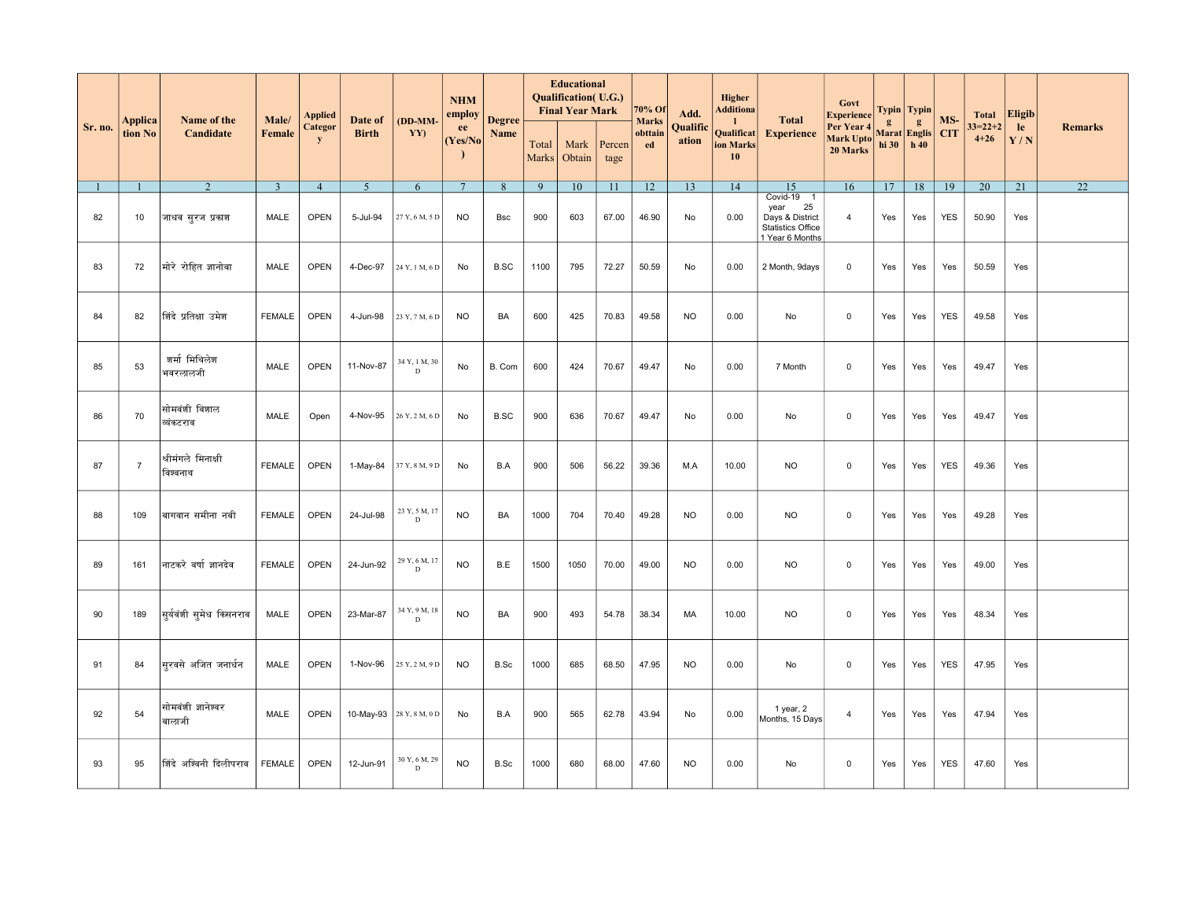| Sr. no. | Application No | Name of the Candidate | Male/ Female | Applied Category | Date of Birth | (DD-MM-YY) | NHM employee (Yes/No) | Degree Name | Educational Qualification( U.G.) Final Year Mark | | | 70% Of Marks obttained | Add. Qualification | Higher Additional Qualification Marks 10 | Total Experience | Govt Experience Per Year 4 Mark Upto 20 Marks | Typing Marathi 30 | Typing English 40 | MS-CIT | Total 33=22+24+26 | Eligible Y / N | Remarks |
|---|---|---|---|---|---|---|---|---|---|---|---|---|---|---|---|---|---|---|---|---|---|---|
| | | | | | | | | | Total Marks | Mark Obtain | Percentage | | | | | | | | | | | |
| 1 | 1 | 2 | 3 | 4 | 5 | 6 | 7 | 8 | 9 | 10 | 11 | 12 | 13 | 14 | 15 | 16 | 17 | 18 | 19 | 20 | 21 | 22 |
| 82 | 10 | जाधव सुरज प्रकाश | MALE | OPEN | 5-Jul-94 | 27 Y, 6 M, 5 D | NO | Bsc | 900 | 603 | 67.00 | 46.90 | No | 0.00 | Covid-19 1 year 25 Days & District Statistics Office 1 Year 6 Months | 4 | Yes | Yes | YES | 50.90 | Yes | |
| 83 | 72 | मोरे रोहित ज्ञानोबा | MALE | OPEN | 4-Dec-97 | 24 Y, 1 M, 6 D | No | B.SC | 1100 | 795 | 72.27 | 50.59 | No | 0.00 | 2 Month, 9days | 0 | Yes | Yes | Yes | 50.59 | Yes | |
| 84 | 82 | शिंदे प्रतिक्षा उमेश | FEMALE | OPEN | 4-Jun-98 | 23 Y, 7 M, 6 D | NO | BA | 600 | 425 | 70.83 | 49.58 | NO | 0.00 | No | 0 | Yes | Yes | YES | 49.58 | Yes | |
| 85 | 53 | शर्मा मिथिलेश भवरलालजी | MALE | OPEN | 11-Nov-87 | 34 Y, 1 M, 30 D | No | B. Com | 600 | 424 | 70.67 | 49.47 | No | 0.00 | 7 Month | 0 | Yes | Yes | Yes | 49.47 | Yes | |
| 86 | 70 | सोमवंशी विशाल व्यंकटराव | MALE | Open | 4-Nov-95 | 26 Y, 2 M, 6 D | No | B.SC | 900 | 636 | 70.67 | 49.47 | No | 0.00 | No | 0 | Yes | Yes | Yes | 49.47 | Yes | |
| 87 | 7 | श्रीमंगले मिनाक्षी विश्वनाथ | FEMALE | OPEN | 1-May-84 | 37 Y, 8 M, 9 D | No | B.A | 900 | 506 | 56.22 | 39.36 | M.A | 10.00 | NO | 0 | Yes | Yes | YES | 49.36 | Yes | |
| 88 | 109 | बागवान समीना नबी | FEMALE | OPEN | 24-Jul-98 | 23 Y, 5 M, 17 D | NO | BA | 1000 | 704 | 70.40 | 49.28 | NO | 0.00 | NO | 0 | Yes | Yes | Yes | 49.28 | Yes | |
| 89 | 161 | नाटकरे वर्षा ज्ञानदेव | FEMALE | OPEN | 24-Jun-92 | 29 Y, 6 M, 17 D | NO | B.E | 1500 | 1050 | 70.00 | 49.00 | NO | 0.00 | NO | 0 | Yes | Yes | Yes | 49.00 | Yes | |
| 90 | 189 | सुर्यवंशी सुमेध किसनराव | MALE | OPEN | 23-Mar-87 | 34 Y, 9 M, 18 D | NO | BA | 900 | 493 | 54.78 | 38.34 | MA | 10.00 | NO | 0 | Yes | Yes | Yes | 48.34 | Yes | |
| 91 | 84 | सुरवसे अजित जनार्धन | MALE | OPEN | 1-Nov-96 | 25 Y, 2 M, 9 D | NO | B.Sc | 1000 | 685 | 68.50 | 47.95 | NO | 0.00 | No | 0 | Yes | Yes | YES | 47.95 | Yes | |
| 92 | 54 | सोमवंशी ज्ञानेश्वर बालाजी | MALE | OPEN | 10-May-93 | 28 Y, 8 M, 0 D | No | B.A | 900 | 565 | 62.78 | 43.94 | No | 0.00 | 1 year, 2 Months, 15 Days | 4 | Yes | Yes | Yes | 47.94 | Yes | |
| 93 | 95 | शिंदे अश्विनी दिलीपराव | FEMALE | OPEN | 12-Jun-91 | 30 Y, 6 M, 29 D | NO | B.Sc | 1000 | 680 | 68.00 | 47.60 | NO | 0.00 | No | 0 | Yes | Yes | YES | 47.60 | Yes | |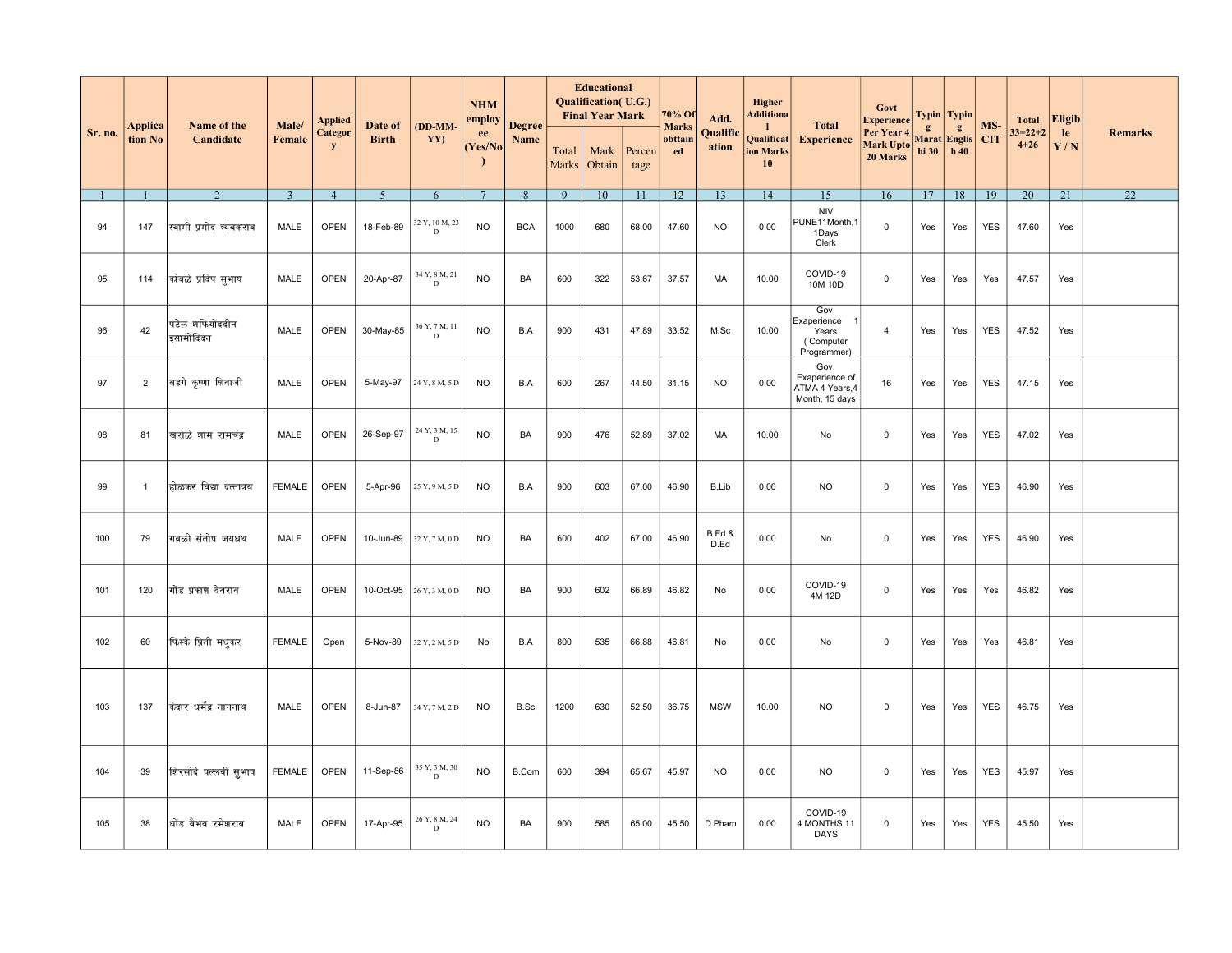| Sr. no. | Application No | Name of the Candidate | Male/ Female | Applied Category | Date of Birth | (DD-MM-YY) | NHM employee (Yes/No) | Degree Name | Educational Qualification( U.G.) Final Year Mark | | | 70% Of Marks obttained | Add. Qualification | Higher Additional Qualification Marks 10 | Total Experience | Govt Experience Per Year 4 Mark Upto 20 Marks | Typing Marathi 30 | Typing English 40 | MS-CIT | Total 33=22+24+26 | Eligible Y / N | Remarks |
|---|---|---|---|---|---|---|---|---|---|---|---|---|---|---|---|---|---|---|---|---|---|---|
| | | | | | | | | | Total Marks | Mark Obtain | Percentage | | | | | | | | | | | |
| 1 | 1 | 2 | 3 | 4 | 5 | 6 | 7 | 8 | 9 | 10 | 11 | 12 | 13 | 14 | 15 | 16 | 17 | 18 | 19 | 20 | 21 | 22 |
| 94 | 147 | स्वामी प्रमोद त्र्यंबकराव | MALE | OPEN | 18-Feb-89 | 32 Y, 10 M, 23 D | NO | BCA | 1000 | 680 | 68.00 | 47.60 | NO | 0.00 | NIV PUNE11Month,11Days Clerk | 0 | Yes | Yes | YES | 47.60 | Yes | |
| 95 | 114 | कांबळे प्रदिप सुभाष | MALE | OPEN | 20-Apr-87 | 34 Y, 8 M, 21 D | NO | BA | 600 | 322 | 53.67 | 37.57 | MA | 10.00 | COVID-19 10M 10D | 0 | Yes | Yes | Yes | 47.57 | Yes | |
| 96 | 42 | पटेल शफियोददीन इसामोदिन | MALE | OPEN | 30-May-85 | 36 Y, 7 M, 11 D | NO | B.A | 900 | 431 | 47.89 | 33.52 | M.Sc | 10.00 | Gov. Exaperience 1 Years ( Computer Programmer) | 4 | Yes | Yes | YES | 47.52 | Yes | |
| 97 | 2 | बडगे कृष्णा शिवाजी | MALE | OPEN | 5-May-97 | 24 Y, 8 M, 5 D | NO | B.A | 600 | 267 | 44.50 | 31.15 | NO | 0.00 | Gov. Exaperience of ATMA 4 Years,4 Month, 15 days | 16 | Yes | Yes | YES | 47.15 | Yes | |
| 98 | 81 | खरोळे शाम रामचंद्र | MALE | OPEN | 26-Sep-97 | 24 Y, 3 M, 15 D | NO | BA | 900 | 476 | 52.89 | 37.02 | MA | 10.00 | No | 0 | Yes | Yes | YES | 47.02 | Yes | |
| 99 | 1 | होळकर विद्या दत्तात्रय | FEMALE | OPEN | 5-Apr-96 | 25 Y, 9 M, 5 D | NO | B.A | 900 | 603 | 67.00 | 46.90 | B.Lib | 0.00 | NO | 0 | Yes | Yes | YES | 46.90 | Yes | |
| 100 | 79 | गवळी संतोष जयद्रथ | MALE | OPEN | 10-Jun-89 | 32 Y, 7 M, 0 D | NO | BA | 600 | 402 | 67.00 | 46.90 | B.Ed & D.Ed | 0.00 | No | 0 | Yes | Yes | YES | 46.90 | Yes | |
| 101 | 120 | गोंड प्रकाश देवराव | MALE | OPEN | 10-Oct-95 | 26 Y, 3 M, 0 D | NO | BA | 900 | 602 | 66.89 | 46.82 | No | 0.00 | COVID-19 4M 12D | 0 | Yes | Yes | Yes | 46.82 | Yes | |
| 102 | 60 | फिस्के प्रिती मधुकर | FEMALE | Open | 5-Nov-89 | 32 Y, 2 M, 5 D | No | B.A | 800 | 535 | 66.88 | 46.81 | No | 0.00 | No | 0 | Yes | Yes | Yes | 46.81 | Yes | |
| 103 | 137 | केदार धर्मेंद्र नागनाथ | MALE | OPEN | 8-Jun-87 | 34 Y, 7 M, 2 D | NO | B.Sc | 1200 | 630 | 52.50 | 36.75 | MSW | 10.00 | NO | 0 | Yes | Yes | YES | 46.75 | Yes | |
| 104 | 39 | शिरसोदे पल्लवी सुभाष | FEMALE | OPEN | 11-Sep-86 | 35 Y, 3 M, 30 D | NO | B.Com | 600 | 394 | 65.67 | 45.97 | NO | 0.00 | NO | 0 | Yes | Yes | YES | 45.97 | Yes | |
| 105 | 38 | धोंड वैभव रमेशराव | MALE | OPEN | 17-Apr-95 | 26 Y, 8 M, 24 D | NO | BA | 900 | 585 | 65.00 | 45.50 | D.Pham | 0.00 | COVID-19 4 MONTHS 11 DAYS | 0 | Yes | Yes | YES | 45.50 | Yes | |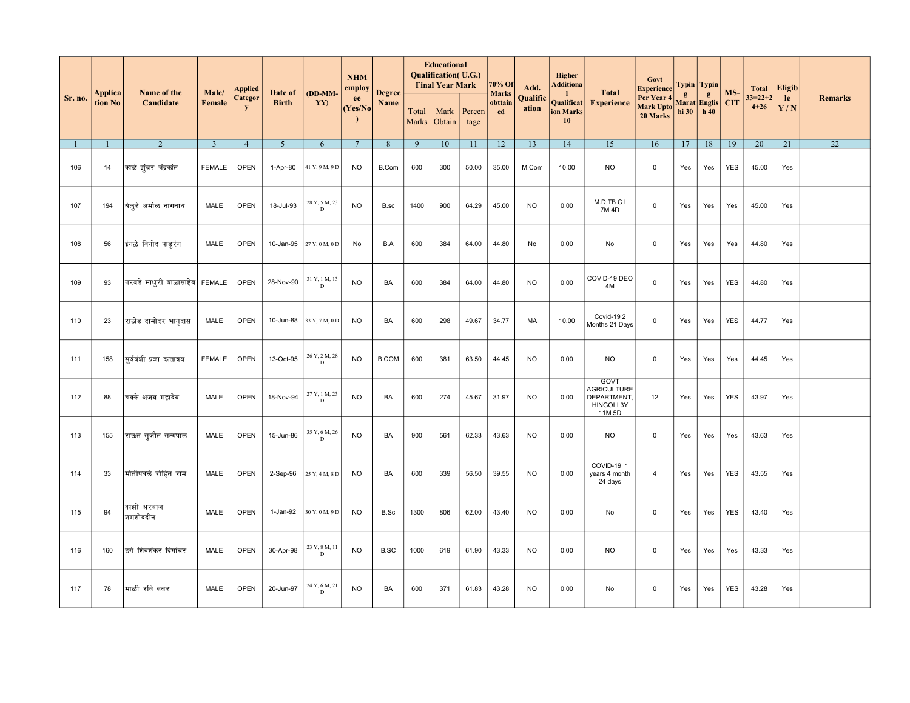| Sr. no. | Application No | Name of the Candidate | Male/ Female | Applied Category | Date of Birth | (DD-MM-YY) | NHM employee (Yes/No) | Degree Name | Educational Qualification( U.G.) Final Year Mark | | | 70% Of Marks obttained | Add. Qualification | Higher Additional Qualification Marks 10 | Total Experience | Govt Experience Per Year 4 Mark Upto 20 Marks | Typing Marathi 30 | Typing English 40 | MS-CIT | Total 33=22+24+26 | Eligible Y / N | Remarks |
|---|---|---|---|---|---|---|---|---|---|---|---|---|---|---|---|---|---|---|---|---|---|---|
| | | | | | | | | | Total Marks | Mark Obtain | Percentage | | | | | | | | | | | |
| 1 | 1 | 2 | 3 | 4 | 5 | 6 | 7 | 8 | 9 | 10 | 11 | 12 | 13 | 14 | 15 | 16 | 17 | 18 | 19 | 20 | 21 | 22 |
| 106 | 14 | काळे झुंबर चंद्रकांत | FEMALE | OPEN | 1-Apr-80 | 41 Y, 9 M, 9 D | NO | B.Com | 600 | 300 | 50.00 | 35.00 | M.Com | 10.00 | NO | 0 | Yes | Yes | YES | 45.00 | Yes | |
| 107 | 194 | येलुरे अमोल नागनाथ | MALE | OPEN | 18-Jul-93 | 28 Y, 5 M, 23 D | NO | B.sc | 1400 | 900 | 64.29 | 45.00 | NO | 0.00 | M.D.TB C I 7M 4D | 0 | Yes | Yes | Yes | 45.00 | Yes | |
| 108 | 56 | इंगळे विनोद पांडुरंग | MALE | OPEN | 10-Jan-95 | 27 Y, 0 M, 0 D | No | B.A | 600 | 384 | 64.00 | 44.80 | No | 0.00 | No | 0 | Yes | Yes | Yes | 44.80 | Yes | |
| 109 | 93 | नरवडे माधुरी बाळासाहेब | FEMALE | OPEN | 28-Nov-90 | 31 Y, 1 M, 13 D | NO | BA | 600 | 384 | 64.00 | 44.80 | NO | 0.00 | COVID-19 DEO 4M | 0 | Yes | Yes | YES | 44.80 | Yes | |
| 110 | 23 | राठोड दामोदर भानुदास | MALE | OPEN | 10-Jun-88 | 33 Y, 7 M, 0 D | NO | BA | 600 | 298 | 49.67 | 34.77 | MA | 10.00 | Covid-19 2 Months 21 Days | 0 | Yes | Yes | YES | 44.77 | Yes | |
| 111 | 158 | सुर्यवंशी प्रज्ञा दत्तात्रय | FEMALE | OPEN | 13-Oct-95 | 26 Y, 2 M, 28 D | NO | B.COM | 600 | 381 | 63.50 | 44.45 | NO | 0.00 | NO | 0 | Yes | Yes | Yes | 44.45 | Yes | |
| 112 | 88 | चक्के अजय महादेव | MALE | OPEN | 18-Nov-94 | 27 Y, 1 M, 23 D | NO | BA | 600 | 274 | 45.67 | 31.97 | NO | 0.00 | GOVT AGRICULTURE DEPARTMENT, HINGOLI 3Y 11M 5D | 12 | Yes | Yes | YES | 43.97 | Yes | |
| 113 | 155 | राऊत सुजीत सत्यपाल | MALE | OPEN | 15-Jun-86 | 35 Y, 6 M, 26 D | NO | BA | 900 | 561 | 62.33 | 43.63 | NO | 0.00 | NO | 0 | Yes | Yes | Yes | 43.63 | Yes | |
| 114 | 33 | मोतीपवळे रोहित राम | MALE | OPEN | 2-Sep-96 | 25 Y, 4 M, 8 D | NO | BA | 600 | 339 | 56.50 | 39.55 | NO | 0.00 | COVID-19 1 years 4 month 24 days | 4 | Yes | Yes | YES | 43.55 | Yes | |
| 115 | 94 | काझी अरबाज शमशोददीन | MALE | OPEN | 1-Jan-92 | 30 Y, 0 M, 9 D | NO | B.Sc | 1300 | 806 | 62.00 | 43.40 | NO | 0.00 | No | 0 | Yes | Yes | YES | 43.40 | Yes | |
| 116 | 160 | ढगे शिवशंकर दिगांबर | MALE | OPEN | 30-Apr-98 | 23 Y, 8 M, 11 D | NO | B.SC | 1000 | 619 | 61.90 | 43.33 | NO | 0.00 | NO | 0 | Yes | Yes | Yes | 43.33 | Yes | |
| 117 | 78 | माळी रवि बबर | MALE | OPEN | 20-Jun-97 | 24 Y, 6 M, 21 D | NO | BA | 600 | 371 | 61.83 | 43.28 | NO | 0.00 | No | 0 | Yes | Yes | YES | 43.28 | Yes | |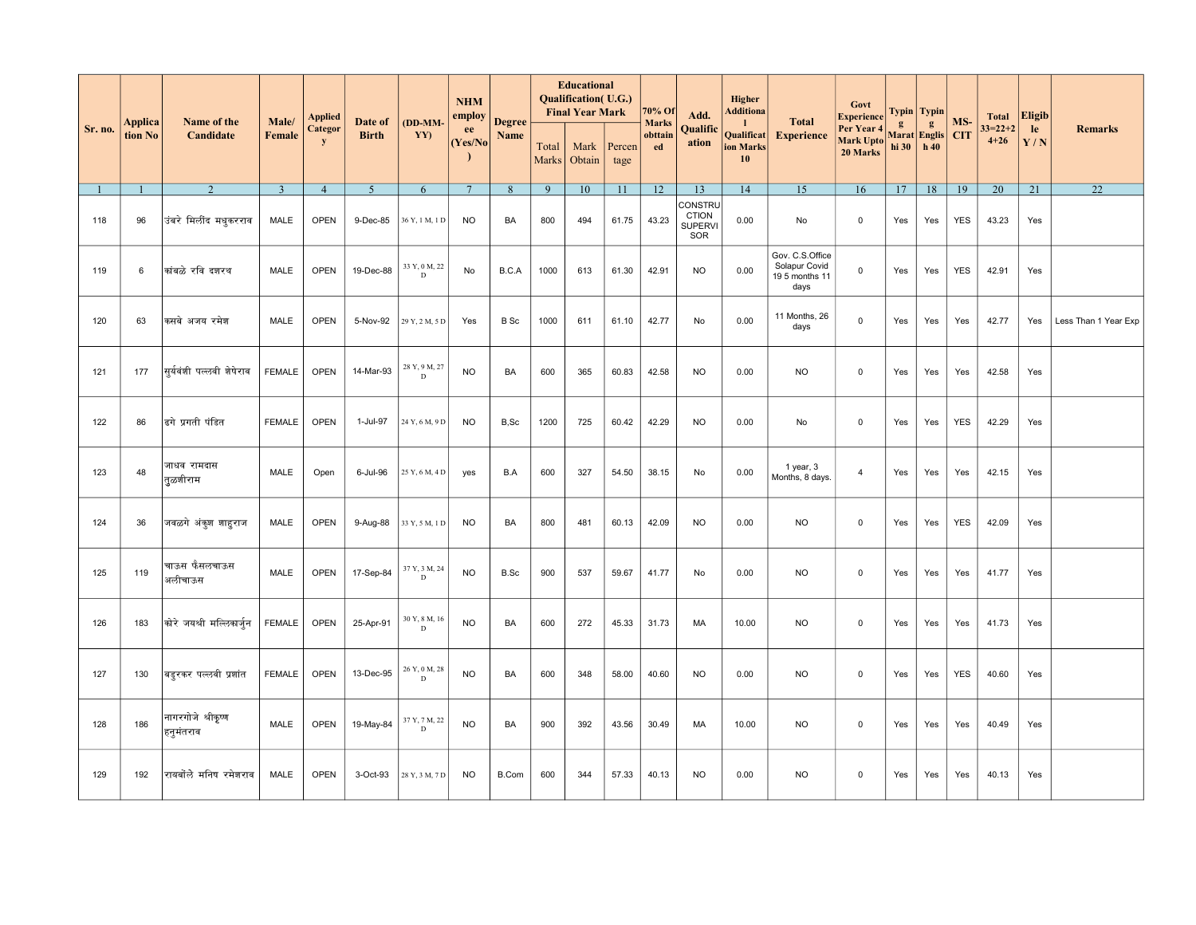| Sr. no. | Application No | Name of the Candidate | Male/ Female | Applied Category | Date of Birth | (DD-MM-YY) | NHM employee (Yes/No) | Degree Name | Educational Qualification( U.G.) Final Year Mark | | | 70% Of Marks obttained | Add. Qualification | Higher Additional Qualification Marks 10 | Total Experience | Govt Experience Per Year 4 Mark Upto 20 Marks | Typing Marathi 30 | Typing English 40 | MS-CIT | Total 33=22+24+26 | Eligible Y / N | Remarks |
|---|---|---|---|---|---|---|---|---|---|---|---|---|---|---|---|---|---|---|---|---|---|---|
| | | | | | | | | | Total Marks | Mark Obtain | Percentage | | | | | | | | | | | |
| 1 | 1 | 2 | 3 | 4 | 5 | 6 | 7 | 8 | 9 | 10 | 11 | 12 | 13 | 14 | 15 | 16 | 17 | 18 | 19 | 20 | 21 | 22 |
| 118 | 96 | उंबरे मिलींद मधुकरराव | MALE | OPEN | 9-Dec-85 | 36 Y, 1 M, 1 D | NO | BA | 800 | 494 | 61.75 | 43.23 | CONSTRUCTION SUPERVISOR | 0.00 | No | 0 | Yes | Yes | YES | 43.23 | Yes | |
| 119 | 6 | कांबळे रवि दशरथ | MALE | OPEN | 19-Dec-88 | 33 Y, 0 M, 22 D | No | B.C.A | 1000 | 613 | 61.30 | 42.91 | NO | 0.00 | Gov. C.S.Office Solapur Covid 19 5 months 11 days | 0 | Yes | Yes | YES | 42.91 | Yes | |
| 120 | 63 | कसबे अजय रमेश | MALE | OPEN | 5-Nov-92 | 29 Y, 2 M, 5 D | Yes | B Sc | 1000 | 611 | 61.10 | 42.77 | No | 0.00 | 11 Months, 26 days | 0 | Yes | Yes | Yes | 42.77 | Yes | Less Than 1 Year Exp |
| 121 | 177 | सुर्यवंशी पल्लवी शेषेराव | FEMALE | OPEN | 14-Mar-93 | 28 Y, 9 M, 27 D | NO | BA | 600 | 365 | 60.83 | 42.58 | NO | 0.00 | NO | 0 | Yes | Yes | Yes | 42.58 | Yes | |
| 122 | 86 | ढगे प्रगती पंडित | FEMALE | OPEN | 1-Jul-97 | 24 Y, 6 M, 9 D | NO | B,Sc | 1200 | 725 | 60.42 | 42.29 | NO | 0.00 | No | 0 | Yes | Yes | YES | 42.29 | Yes | |
| 123 | 48 | जाधव रामदास तुळशीराम | MALE | Open | 6-Jul-96 | 25 Y, 6 M, 4 D | yes | B.A | 600 | 327 | 54.50 | 38.15 | No | 0.00 | 1 year, 3 Months, 8 days. | 4 | Yes | Yes | Yes | 42.15 | Yes | |
| 124 | 36 | जवळगे अंकुश शाहुराज | MALE | OPEN | 9-Aug-88 | 33 Y, 5 M, 1 D | NO | BA | 800 | 481 | 60.13 | 42.09 | NO | 0.00 | NO | 0 | Yes | Yes | YES | 42.09 | Yes | |
| 125 | 119 | चाऊस फैसलचाऊस अलीचाऊस | MALE | OPEN | 17-Sep-84 | 37 Y, 3 M, 24 D | NO | B.Sc | 900 | 537 | 59.67 | 41.77 | No | 0.00 | NO | 0 | Yes | Yes | Yes | 41.77 | Yes | |
| 126 | 183 | कोरे जयश्री मल्लिकार्जुन | FEMALE | OPEN | 25-Apr-91 | 30 Y, 8 M, 16 D | NO | BA | 600 | 272 | 45.33 | 31.73 | MA | 10.00 | NO | 0 | Yes | Yes | Yes | 41.73 | Yes | |
| 127 | 130 | बडुरकर पल्लवी प्रशांत | FEMALE | OPEN | 13-Dec-95 | 26 Y, 0 M, 28 D | NO | BA | 600 | 348 | 58.00 | 40.60 | NO | 0.00 | NO | 0 | Yes | Yes | YES | 40.60 | Yes | |
| 128 | 186 | नागरगोजे श्रीकृष्ण हनुमंतराव | MALE | OPEN | 19-May-84 | 37 Y, 7 M, 22 D | NO | BA | 900 | 392 | 43.56 | 30.49 | MA | 10.00 | NO | 0 | Yes | Yes | Yes | 40.49 | Yes | |
| 129 | 192 | रायबोले मनिष रमेशराव | MALE | OPEN | 3-Oct-93 | 28 Y, 3 M, 7 D | NO | B.Com | 600 | 344 | 57.33 | 40.13 | NO | 0.00 | NO | 0 | Yes | Yes | Yes | 40.13 | Yes | |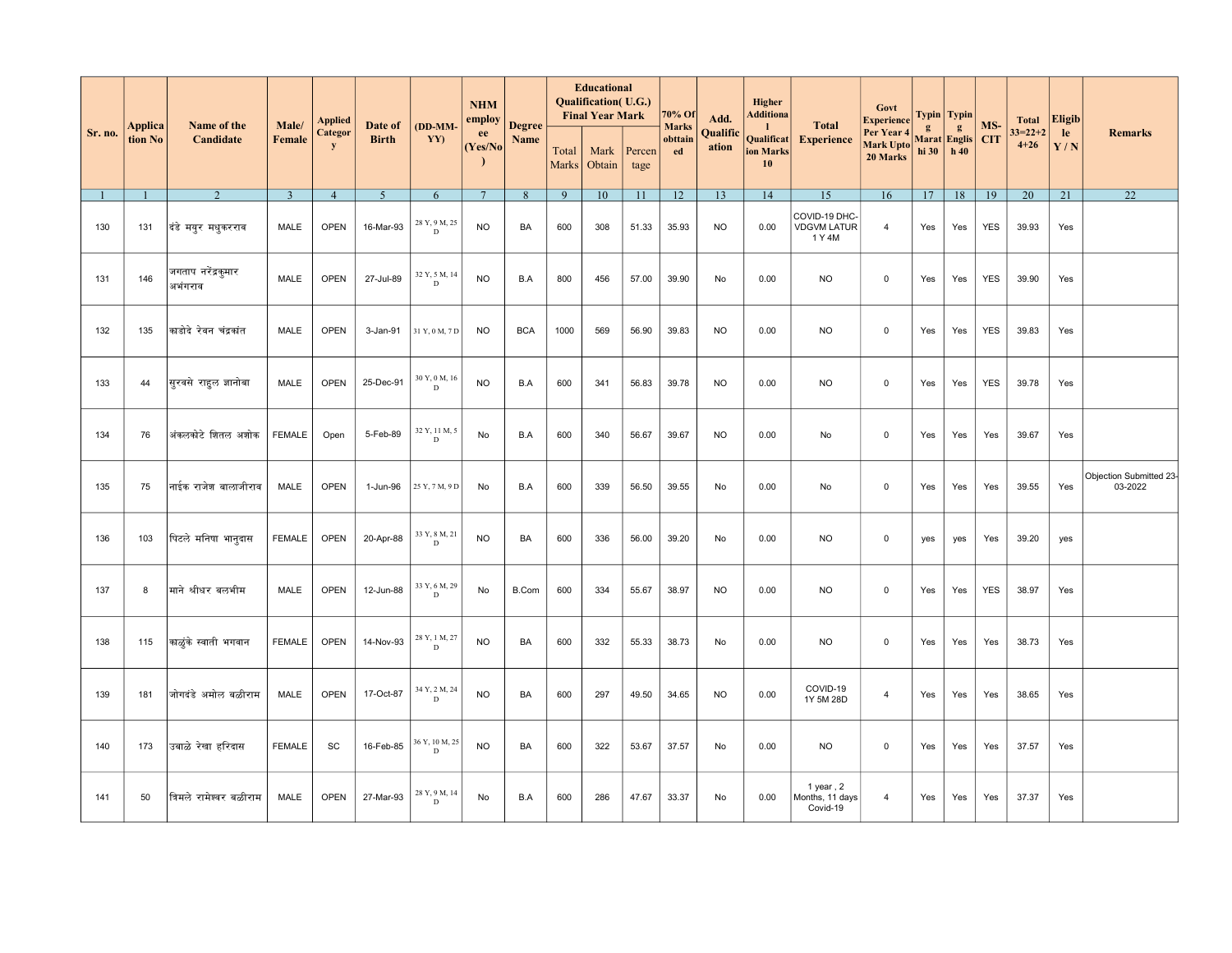| Sr. no. | Application No | Name of the Candidate | Male/ Female | Applied Category | Date of Birth | (DD-MM-YY) | NHM employee (Yes/No) | Degree Name | Educational Qualification( U.G.) Final Year Mark | | | 70% Of Marks obttained | Add. Qualification | Higher Additional Qualification Marks 10 | Total Experience | Govt Experience Per Year 4 Mark Upto 20 Marks | Typing Marathi 30 | Typing English 40 | MS-CIT | Total 33=22+24+26 | Eligible Y / N | Remarks |
|---|---|---|---|---|---|---|---|---|---|---|---|---|---|---|---|---|---|---|---|---|---|---|
| | | | | | | | | | Total Marks | Mark Obtain | Percentage | | | | | | | | | | | |
| 1 | 1 | 2 | 3 | 4 | 5 | 6 | 7 | 8 | 9 | 10 | 11 | 12 | 13 | 14 | 15 | 16 | 17 | 18 | 19 | 20 | 21 | 22 |
| 130 | 131 | दंडे मयुर मधुकरराव | MALE | OPEN | 16-Mar-93 | 28 Y, 9 M, 25 D | NO | BA | 600 | 308 | 51.33 | 35.93 | NO | 0.00 | COVID-19 DHC-VDGVM LATUR 1 Y 4M | 4 | Yes | Yes | YES | 39.93 | Yes | |
| 131 | 146 | जगताप नरेंद्रकुमार अभंगराव | MALE | OPEN | 27-Jul-89 | 32 Y, 5 M, 14 D | NO | B.A | 800 | 456 | 57.00 | 39.90 | No | 0.00 | NO | 0 | Yes | Yes | YES | 39.90 | Yes | |
| 132 | 135 | काडोदे रेवन चंद्रकांत | MALE | OPEN | 3-Jan-91 | 31 Y, 0 M, 7 D | NO | BCA | 1000 | 569 | 56.90 | 39.83 | NO | 0.00 | NO | 0 | Yes | Yes | YES | 39.83 | Yes | |
| 133 | 44 | सुरवसे राहुल ज्ञानोबा | MALE | OPEN | 25-Dec-91 | 30 Y, 0 M, 16 D | NO | B.A | 600 | 341 | 56.83 | 39.78 | NO | 0.00 | NO | 0 | Yes | Yes | YES | 39.78 | Yes | |
| 134 | 76 | अंकलकोटे शितल अशोक | FEMALE | Open | 5-Feb-89 | 32 Y, 11 M, 5 D | No | B.A | 600 | 340 | 56.67 | 39.67 | NO | 0.00 | No | 0 | Yes | Yes | Yes | 39.67 | Yes | |
| 135 | 75 | नाईक राजेश बालाजीराव | MALE | OPEN | 1-Jun-96 | 25 Y, 7 M, 9 D | No | B.A | 600 | 339 | 56.50 | 39.55 | No | 0.00 | No | 0 | Yes | Yes | Yes | 39.55 | Yes | Objection Submitted 23-03-2022 |
| 136 | 103 | पिटले मनिषा भानुदास | FEMALE | OPEN | 20-Apr-88 | 33 Y, 8 M, 21 D | NO | BA | 600 | 336 | 56.00 | 39.20 | No | 0.00 | NO | 0 | yes | yes | Yes | 39.20 | yes | |
| 137 | 8 | माने श्रीधर बलभीम | MALE | OPEN | 12-Jun-88 | 33 Y, 6 M, 29 D | No | B.Com | 600 | 334 | 55.67 | 38.97 | NO | 0.00 | NO | 0 | Yes | Yes | YES | 38.97 | Yes | |
| 138 | 115 | काळुंके स्वाती भगवान | FEMALE | OPEN | 14-Nov-93 | 28 Y, 1 M, 27 D | NO | BA | 600 | 332 | 55.33 | 38.73 | No | 0.00 | NO | 0 | Yes | Yes | Yes | 38.73 | Yes | |
| 139 | 181 | जोगदंडे अमोल बळीराम | MALE | OPEN | 17-Oct-87 | 34 Y, 2 M, 24 D | NO | BA | 600 | 297 | 49.50 | 34.65 | NO | 0.00 | COVID-19 1Y 5M 28D | 4 | Yes | Yes | Yes | 38.65 | Yes | |
| 140 | 173 | उबाळे रेखा हरिदास | FEMALE | SC | 16-Feb-85 | 36 Y, 10 M, 25 D | NO | BA | 600 | 322 | 53.67 | 37.57 | No | 0.00 | NO | 0 | Yes | Yes | Yes | 37.57 | Yes | |
| 141 | 50 | त्रिमले रामेश्वर बळीराम | MALE | OPEN | 27-Mar-93 | 28 Y, 9 M, 14 D | No | B.A | 600 | 286 | 47.67 | 33.37 | No | 0.00 | 1 year , 2 Months, 11 days Covid-19 | 4 | Yes | Yes | Yes | 37.37 | Yes | |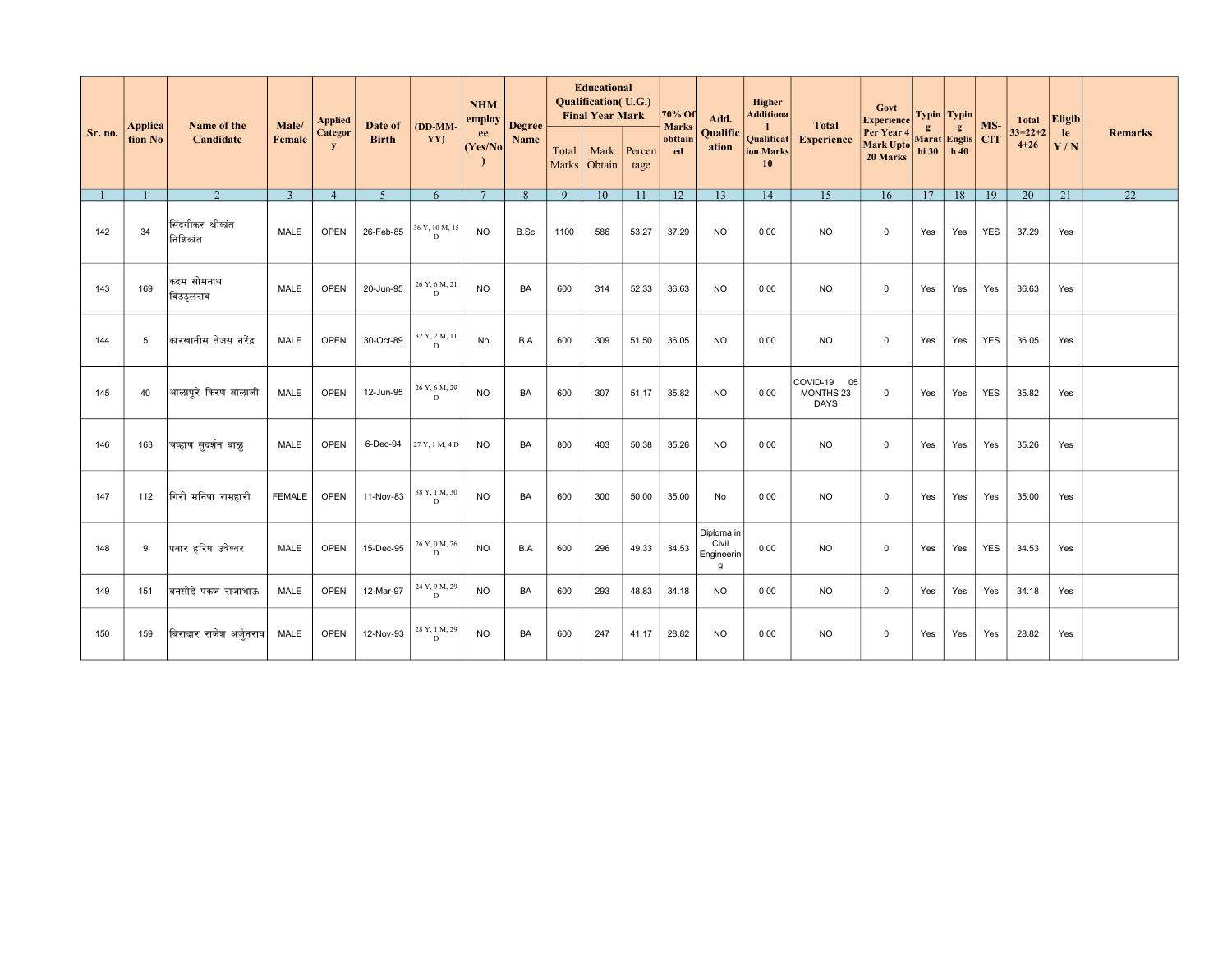| Sr. no. | Application No | Name of the Candidate | Male/ Female | Applied Category | Date of Birth | (DD-MM-YY) | NHM employee (Yes/No) | Degree Name | Educational Qualification( U.G.) Final Year Mark | | | 70% Of Marks obttained | Add. Qualification | Higher Additional Qualification Marks 10 | Total Experience | Govt Experience Per Year 4 Mark Upto 20 Marks | Typing Marathi 30 | Typing English 40 | MS-CIT | Total 33=22+24+26 | Eligible Y / N | Remarks |
|---|---|---|---|---|---|---|---|---|---|---|---|---|---|---|---|---|---|---|---|---|---|---|
| | | | | | | | | | Total Marks | Mark Obtain | Percentage | | | | | | | | | | | |
| 1 | 1 | 2 | 3 | 4 | 5 | 6 | 7 | 8 | 9 | 10 | 11 | 12 | 13 | 14 | 15 | 16 | 17 | 18 | 19 | 20 | 21 | 22 |
| 142 | 34 | सिंदगीकर श्रीकांत निशिकांत | MALE | OPEN | 26-Feb-85 | 36 Y, 10 M, 15 D | NO | B.Sc | 1100 | 586 | 53.27 | 37.29 | NO | 0.00 | NO | 0 | Yes | Yes | YES | 37.29 | Yes | |
| 143 | 169 | कदम सोमनाथ विठ्ठलराव | MALE | OPEN | 20-Jun-95 | 26 Y, 6 M, 21 D | NO | BA | 600 | 314 | 52.33 | 36.63 | NO | 0.00 | NO | 0 | Yes | Yes | Yes | 36.63 | Yes | |
| 144 | 5 | कारखानीस तेजस नरेंद्र | MALE | OPEN | 30-Oct-89 | 32 Y, 2 M, 11 D | No | B.A | 600 | 309 | 51.50 | 36.05 | NO | 0.00 | NO | 0 | Yes | Yes | YES | 36.05 | Yes | |
| 145 | 40 | आलापुरे किरण बालाजी | MALE | OPEN | 12-Jun-95 | 26 Y, 6 M, 29 D | NO | BA | 600 | 307 | 51.17 | 35.82 | NO | 0.00 | COVID-19 05 MONTHS 23 DAYS | 0 | Yes | Yes | YES | 35.82 | Yes | |
| 146 | 163 | चव्हाण सुदर्शन बाळु | MALE | OPEN | 6-Dec-94 | 27 Y, 1 M, 4 D | NO | BA | 800 | 403 | 50.38 | 35.26 | NO | 0.00 | NO | 0 | Yes | Yes | Yes | 35.26 | Yes | |
| 147 | 112 | गिरी मनिषा रामहारी | FEMALE | OPEN | 11-Nov-83 | 38 Y, 1 M, 30 D | NO | BA | 600 | 300 | 50.00 | 35.00 | No | 0.00 | NO | 0 | Yes | Yes | Yes | 35.00 | Yes | |
| 148 | 9 | पवार हरिष उत्रेश्वर | MALE | OPEN | 15-Dec-95 | 26 Y, 0 M, 26 D | NO | B.A | 600 | 296 | 49.33 | 34.53 | Diploma in Civil Engineering | 0.00 | NO | 0 | Yes | Yes | YES | 34.53 | Yes | |
| 149 | 151 | बनसोडे पंकज राजाभाऊ | MALE | OPEN | 12-Mar-97 | 24 Y, 9 M, 29 D | NO | BA | 600 | 293 | 48.83 | 34.18 | NO | 0.00 | NO | 0 | Yes | Yes | Yes | 34.18 | Yes | |
| 150 | 159 | बिरादार राजेश अर्जुनराव | MALE | OPEN | 12-Nov-93 | 28 Y, 1 M, 29 D | NO | BA | 600 | 247 | 41.17 | 28.82 | NO | 0.00 | NO | 0 | Yes | Yes | Yes | 28.82 | Yes | |